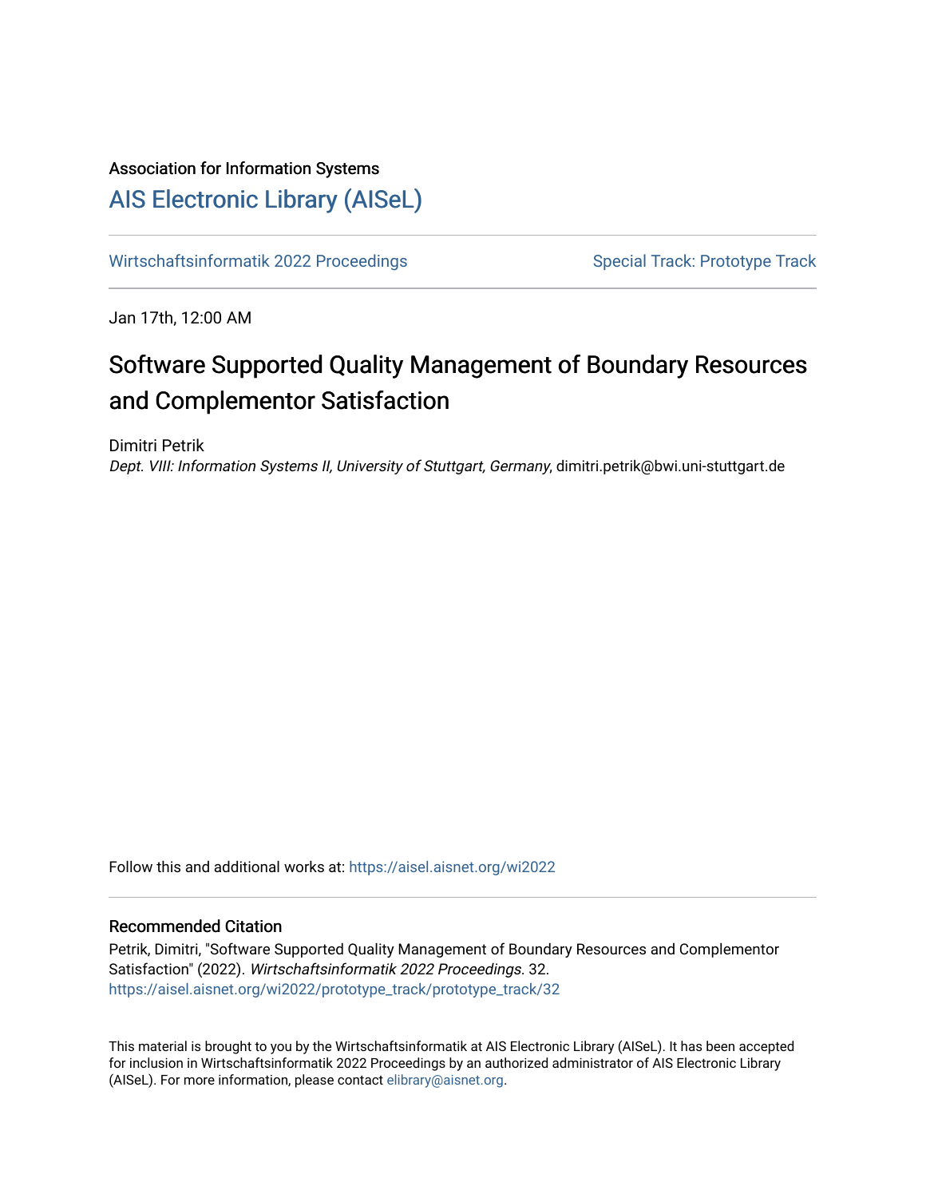Association for Information Systems

# AIS Electronic Library (AISeL)

Wirtschaftsinformatik 2022 Proceedings | Special Track: Prototype Track

Jan 17th, 12:00 AM

## Software Supported Quality Management of Boundary Resources and Complementor Satisfaction

Dimitri Petrik

*Dept. VIII: Information Systems II, University of Stuttgart, Germany*, dimitri.petrik@bwi.uni-stuttgart.de

Follow this and additional works at: https://aisel.aisnet.org/wi2022

### Recommended Citation

Petrik, Dimitri, "Software Supported Quality Management of Boundary Resources and Complementor Satisfaction" (2022). *Wirtschaftsinformatik 2022 Proceedings*. 32.
https://aisel.aisnet.org/wi2022/prototype_track/prototype_track/32

This material is brought to you by the Wirtschaftsinformatik at AIS Electronic Library (AISeL). It has been accepted for inclusion in Wirtschaftsinformatik 2022 Proceedings by an authorized administrator of AIS Electronic Library (AISeL). For more information, please contact elibrary@aisnet.org.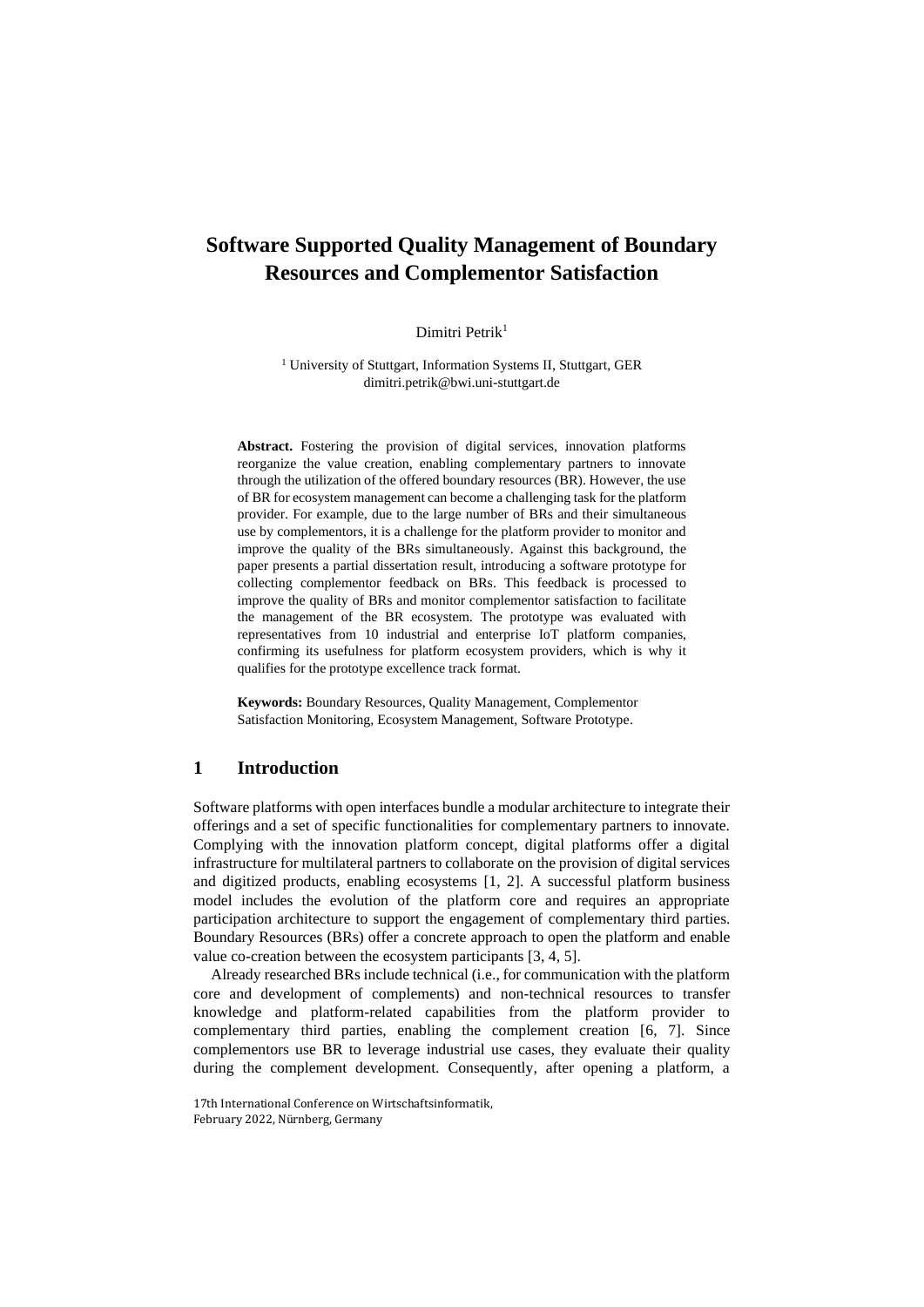# Software Supported Quality Management of Boundary Resources and Complementor Satisfaction

Dimitri Petrik[1]

[1] University of Stuttgart, Information Systems II, Stuttgart, GER
dimitri.petrik@bwi.uni-stuttgart.de

**Abstract.** Fostering the provision of digital services, innovation platforms reorganize the value creation, enabling complementary partners to innovate through the utilization of the offered boundary resources (BR). However, the use of BR for ecosystem management can become a challenging task for the platform provider. For example, due to the large number of BRs and their simultaneous use by complementors, it is a challenge for the platform provider to monitor and improve the quality of the BRs simultaneously. Against this background, the paper presents a partial dissertation result, introducing a software prototype for collecting complementor feedback on BRs. This feedback is processed to improve the quality of BRs and monitor complementor satisfaction to facilitate the management of the BR ecosystem. The prototype was evaluated with representatives from 10 industrial and enterprise IoT platform companies, confirming its usefulness for platform ecosystem providers, which is why it qualifies for the prototype excellence track format.

**Keywords:** Boundary Resources, Quality Management, Complementor Satisfaction Monitoring, Ecosystem Management, Software Prototype.

## 1 Introduction

Software platforms with open interfaces bundle a modular architecture to integrate their offerings and a set of specific functionalities for complementary partners to innovate. Complying with the innovation platform concept, digital platforms offer a digital infrastructure for multilateral partners to collaborate on the provision of digital services and digitized products, enabling ecosystems [1, 2]. A successful platform business model includes the evolution of the platform core and requires an appropriate participation architecture to support the engagement of complementary third parties. Boundary Resources (BRs) offer a concrete approach to open the platform and enable value co-creation between the ecosystem participants [3, 4, 5].

Already researched BRs include technical (i.e., for communication with the platform core and development of complements) and non-technical resources to transfer knowledge and platform-related capabilities from the platform provider to complementary third parties, enabling the complement creation [6, 7]. Since complementors use BR to leverage industrial use cases, they evaluate their quality during the complement development. Consequently, after opening a platform, a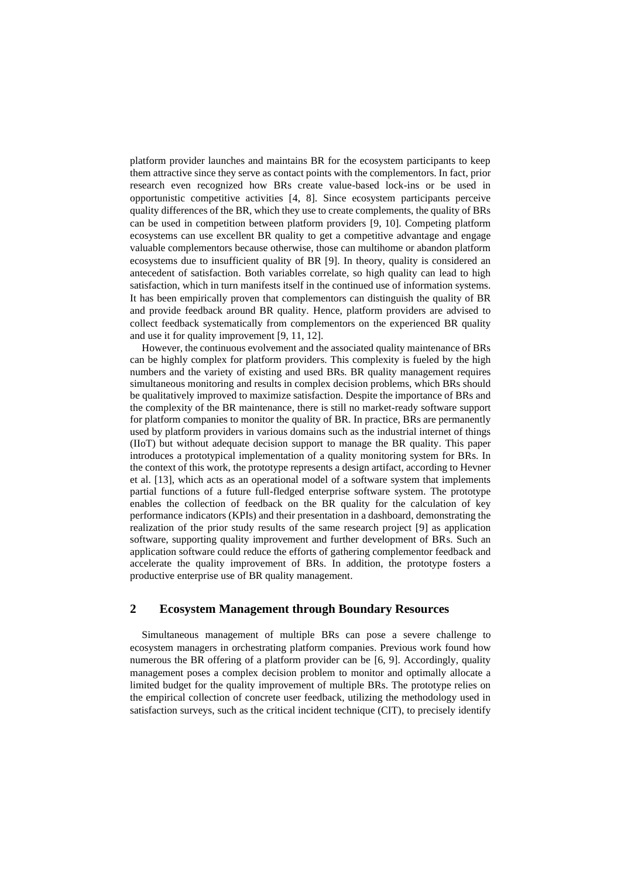platform provider launches and maintains BR for the ecosystem participants to keep them attractive since they serve as contact points with the complementors. In fact, prior research even recognized how BRs create value-based lock-ins or be used in opportunistic competitive activities [4, 8]. Since ecosystem participants perceive quality differences of the BR, which they use to create complements, the quality of BRs can be used in competition between platform providers [9, 10]. Competing platform ecosystems can use excellent BR quality to get a competitive advantage and engage valuable complementors because otherwise, those can multihome or abandon platform ecosystems due to insufficient quality of BR [9]. In theory, quality is considered an antecedent of satisfaction. Both variables correlate, so high quality can lead to high satisfaction, which in turn manifests itself in the continued use of information systems. It has been empirically proven that complementors can distinguish the quality of BR and provide feedback around BR quality. Hence, platform providers are advised to collect feedback systematically from complementors on the experienced BR quality and use it for quality improvement [9, 11, 12].

However, the continuous evolvement and the associated quality maintenance of BRs can be highly complex for platform providers. This complexity is fueled by the high numbers and the variety of existing and used BRs. BR quality management requires simultaneous monitoring and results in complex decision problems, which BRs should be qualitatively improved to maximize satisfaction. Despite the importance of BRs and the complexity of the BR maintenance, there is still no market-ready software support for platform companies to monitor the quality of BR. In practice, BRs are permanently used by platform providers in various domains such as the industrial internet of things (IIoT) but without adequate decision support to manage the BR quality. This paper introduces a prototypical implementation of a quality monitoring system for BRs. In the context of this work, the prototype represents a design artifact, according to Hevner et al. [13], which acts as an operational model of a software system that implements partial functions of a future full-fledged enterprise software system. The prototype enables the collection of feedback on the BR quality for the calculation of key performance indicators (KPIs) and their presentation in a dashboard, demonstrating the realization of the prior study results of the same research project [9] as application software, supporting quality improvement and further development of BRs. Such an application software could reduce the efforts of gathering complementor feedback and accelerate the quality improvement of BRs. In addition, the prototype fosters a productive enterprise use of BR quality management.

## 2 Ecosystem Management through Boundary Resources

Simultaneous management of multiple BRs can pose a severe challenge to ecosystem managers in orchestrating platform companies. Previous work found how numerous the BR offering of a platform provider can be [6, 9]. Accordingly, quality management poses a complex decision problem to monitor and optimally allocate a limited budget for the quality improvement of multiple BRs. The prototype relies on the empirical collection of concrete user feedback, utilizing the methodology used in satisfaction surveys, such as the critical incident technique (CIT), to precisely identify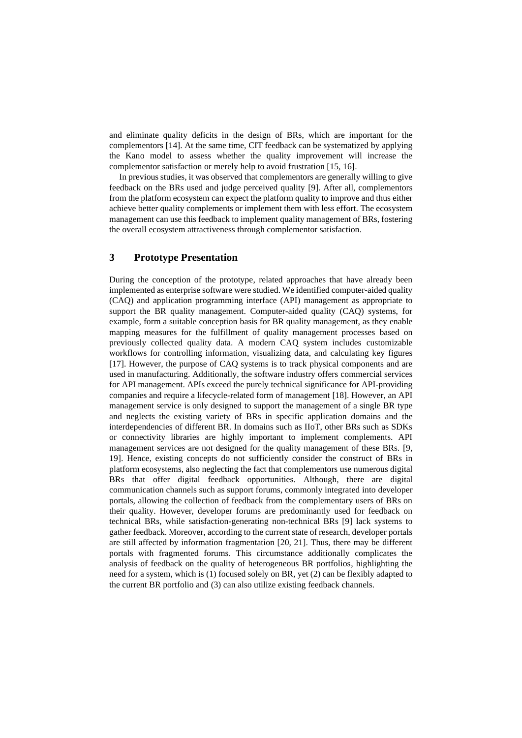and eliminate quality deficits in the design of BRs, which are important for the complementors [14]. At the same time, CIT feedback can be systematized by applying the Kano model to assess whether the quality improvement will increase the complementor satisfaction or merely help to avoid frustration [15, 16].

In previous studies, it was observed that complementors are generally willing to give feedback on the BRs used and judge perceived quality [9]. After all, complementors from the platform ecosystem can expect the platform quality to improve and thus either achieve better quality complements or implement them with less effort. The ecosystem management can use this feedback to implement quality management of BRs, fostering the overall ecosystem attractiveness through complementor satisfaction.

## 3 Prototype Presentation

During the conception of the prototype, related approaches that have already been implemented as enterprise software were studied. We identified computer-aided quality (CAQ) and application programming interface (API) management as appropriate to support the BR quality management. Computer-aided quality (CAQ) systems, for example, form a suitable conception basis for BR quality management, as they enable mapping measures for the fulfillment of quality management processes based on previously collected quality data. A modern CAQ system includes customizable workflows for controlling information, visualizing data, and calculating key figures [17]. However, the purpose of CAQ systems is to track physical components and are used in manufacturing. Additionally, the software industry offers commercial services for API management. APIs exceed the purely technical significance for API-providing companies and require a lifecycle-related form of management [18]. However, an API management service is only designed to support the management of a single BR type and neglects the existing variety of BRs in specific application domains and the interdependencies of different BR. In domains such as IIoT, other BRs such as SDKs or connectivity libraries are highly important to implement complements. API management services are not designed for the quality management of these BRs. [9, 19]. Hence, existing concepts do not sufficiently consider the construct of BRs in platform ecosystems, also neglecting the fact that complementors use numerous digital BRs that offer digital feedback opportunities. Although, there are digital communication channels such as support forums, commonly integrated into developer portals, allowing the collection of feedback from the complementary users of BRs on their quality. However, developer forums are predominantly used for feedback on technical BRs, while satisfaction-generating non-technical BRs [9] lack systems to gather feedback. Moreover, according to the current state of research, developer portals are still affected by information fragmentation [20, 21]. Thus, there may be different portals with fragmented forums. This circumstance additionally complicates the analysis of feedback on the quality of heterogeneous BR portfolios, highlighting the need for a system, which is (1) focused solely on BR, yet (2) can be flexibly adapted to the current BR portfolio and (3) can also utilize existing feedback channels.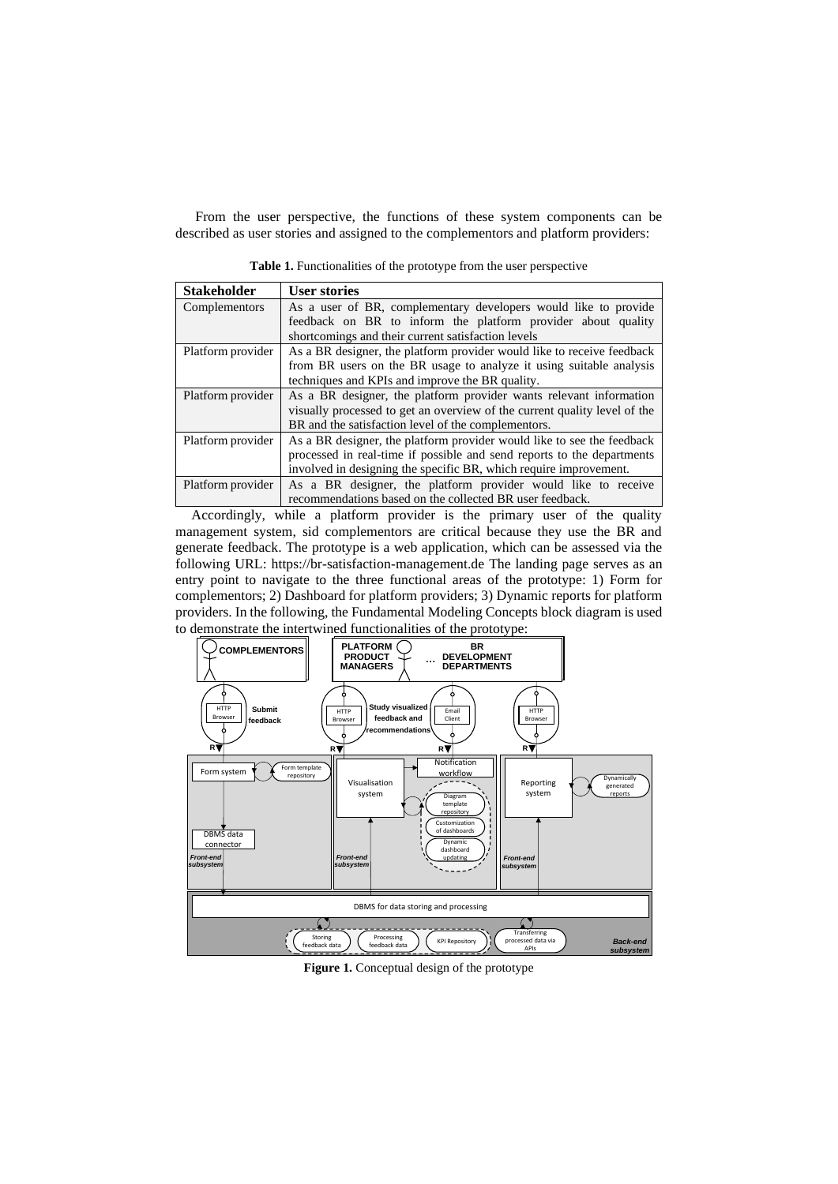From the user perspective, the functions of these system components can be described as user stories and assigned to the complementors and platform providers:

**Table 1.** Functionalities of the prototype from the user perspective

| Stakeholder | User stories |
|---|---|
| Complementors | As a user of BR, complementary developers would like to provide feedback on BR to inform the platform provider about quality shortcomings and their current satisfaction levels |
| Platform provider | As a BR designer, the platform provider would like to receive feedback from BR users on the BR usage to analyze it using suitable analysis techniques and KPIs and improve the BR quality. |
| Platform provider | As a BR designer, the platform provider wants relevant information visually processed to get an overview of the current quality level of the BR and the satisfaction level of the complementors. |
| Platform provider | As a BR designer, the platform provider would like to see the feedback processed in real-time if possible and send reports to the departments involved in designing the specific BR, which require improvement. |
| Platform provider | As a BR designer, the platform provider would like to receive recommendations based on the collected BR user feedback. |

Accordingly, while a platform provider is the primary user of the quality management system, sid complementors are critical because they use the BR and generate feedback. The prototype is a web application, which can be assessed via the following URL: https://br-satisfaction-management.de The landing page serves as an entry point to navigate to the three functional areas of the prototype: 1) Form for complementors; 2) Dashboard for platform providers; 3) Dynamic reports for platform providers. In the following, the Fundamental Modeling Concepts block diagram is used to demonstrate the intertwined functionalities of the prototype:

**Figure 1.** Conceptual design of the prototype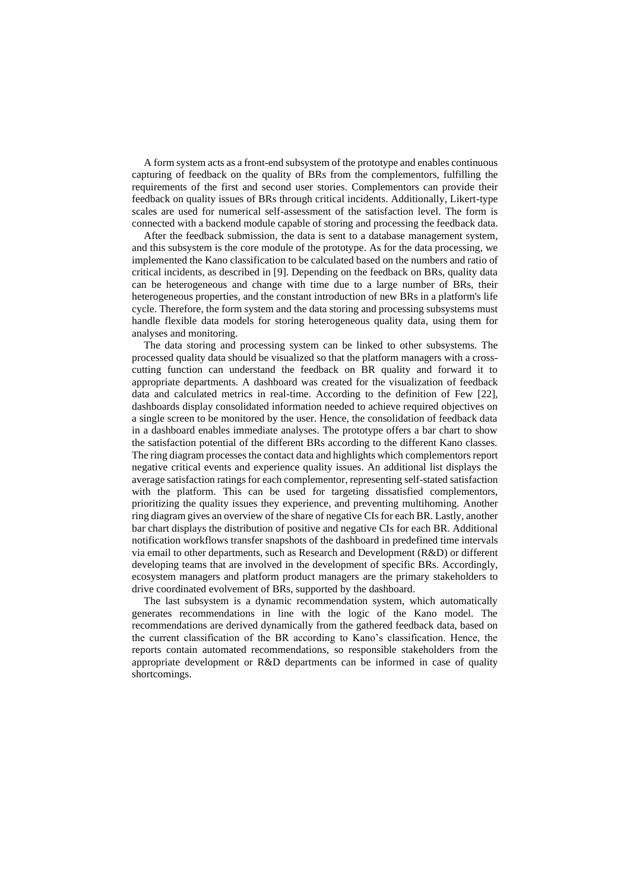A form system acts as a front-end subsystem of the prototype and enables continuous capturing of feedback on the quality of BRs from the complementors, fulfilling the requirements of the first and second user stories. Complementors can provide their feedback on quality issues of BRs through critical incidents. Additionally, Likert-type scales are used for numerical self-assessment of the satisfaction level. The form is connected with a backend module capable of storing and processing the feedback data.

After the feedback submission, the data is sent to a database management system, and this subsystem is the core module of the prototype. As for the data processing, we implemented the Kano classification to be calculated based on the numbers and ratio of critical incidents, as described in [9]. Depending on the feedback on BRs, quality data can be heterogeneous and change with time due to a large number of BRs, their heterogeneous properties, and the constant introduction of new BRs in a platform's life cycle. Therefore, the form system and the data storing and processing subsystems must handle flexible data models for storing heterogeneous quality data, using them for analyses and monitoring.

The data storing and processing system can be linked to other subsystems. The processed quality data should be visualized so that the platform managers with a cross-cutting function can understand the feedback on BR quality and forward it to appropriate departments. A dashboard was created for the visualization of feedback data and calculated metrics in real-time. According to the definition of Few [22], dashboards display consolidated information needed to achieve required objectives on a single screen to be monitored by the user. Hence, the consolidation of feedback data in a dashboard enables immediate analyses. The prototype offers a bar chart to show the satisfaction potential of the different BRs according to the different Kano classes. The ring diagram processes the contact data and highlights which complementors report negative critical events and experience quality issues. An additional list displays the average satisfaction ratings for each complementor, representing self-stated satisfaction with the platform. This can be used for targeting dissatisfied complementors, prioritizing the quality issues they experience, and preventing multihoming. Another ring diagram gives an overview of the share of negative CIs for each BR. Lastly, another bar chart displays the distribution of positive and negative CIs for each BR. Additional notification workflows transfer snapshots of the dashboard in predefined time intervals via email to other departments, such as Research and Development (R&D) or different developing teams that are involved in the development of specific BRs. Accordingly, ecosystem managers and platform product managers are the primary stakeholders to drive coordinated evolvement of BRs, supported by the dashboard.

The last subsystem is a dynamic recommendation system, which automatically generates recommendations in line with the logic of the Kano model. The recommendations are derived dynamically from the gathered feedback data, based on the current classification of the BR according to Kano's classification. Hence, the reports contain automated recommendations, so responsible stakeholders from the appropriate development or R&D departments can be informed in case of quality shortcomings.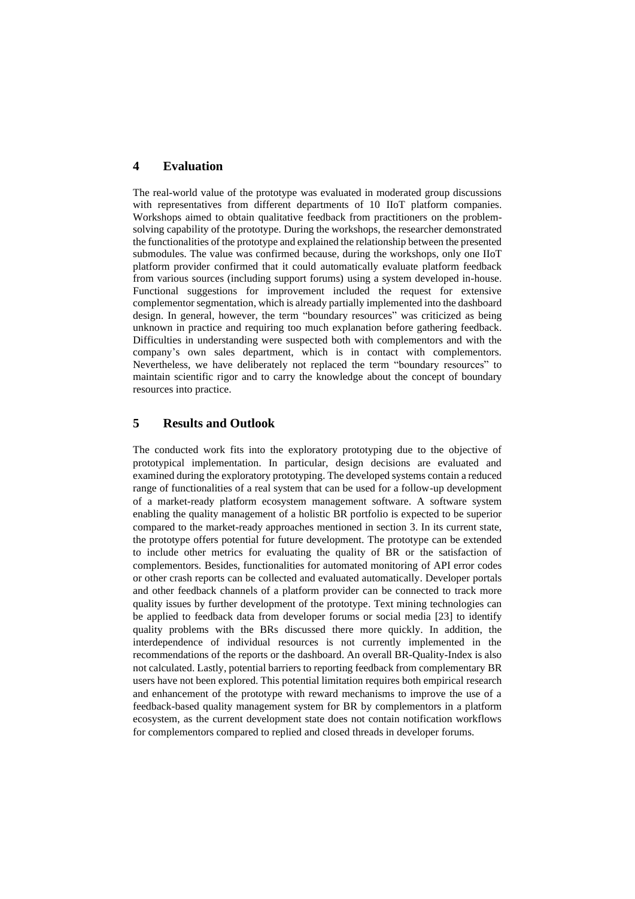## 4 Evaluation

The real-world value of the prototype was evaluated in moderated group discussions with representatives from different departments of 10 IIoT platform companies. Workshops aimed to obtain qualitative feedback from practitioners on the problem-solving capability of the prototype. During the workshops, the researcher demonstrated the functionalities of the prototype and explained the relationship between the presented submodules. The value was confirmed because, during the workshops, only one IIoT platform provider confirmed that it could automatically evaluate platform feedback from various sources (including support forums) using a system developed in-house. Functional suggestions for improvement included the request for extensive complementor segmentation, which is already partially implemented into the dashboard design. In general, however, the term "boundary resources" was criticized as being unknown in practice and requiring too much explanation before gathering feedback. Difficulties in understanding were suspected both with complementors and with the company's own sales department, which is in contact with complementors. Nevertheless, we have deliberately not replaced the term "boundary resources" to maintain scientific rigor and to carry the knowledge about the concept of boundary resources into practice.

## 5 Results and Outlook

The conducted work fits into the exploratory prototyping due to the objective of prototypical implementation. In particular, design decisions are evaluated and examined during the exploratory prototyping. The developed systems contain a reduced range of functionalities of a real system that can be used for a follow-up development of a market-ready platform ecosystem management software. A software system enabling the quality management of a holistic BR portfolio is expected to be superior compared to the market-ready approaches mentioned in section 3. In its current state, the prototype offers potential for future development. The prototype can be extended to include other metrics for evaluating the quality of BR or the satisfaction of complementors. Besides, functionalities for automated monitoring of API error codes or other crash reports can be collected and evaluated automatically. Developer portals and other feedback channels of a platform provider can be connected to track more quality issues by further development of the prototype. Text mining technologies can be applied to feedback data from developer forums or social media [23] to identify quality problems with the BRs discussed there more quickly. In addition, the interdependence of individual resources is not currently implemented in the recommendations of the reports or the dashboard. An overall BR-Quality-Index is also not calculated. Lastly, potential barriers to reporting feedback from complementary BR users have not been explored. This potential limitation requires both empirical research and enhancement of the prototype with reward mechanisms to improve the use of a feedback-based quality management system for BR by complementors in a platform ecosystem, as the current development state does not contain notification workflows for complementors compared to replied and closed threads in developer forums.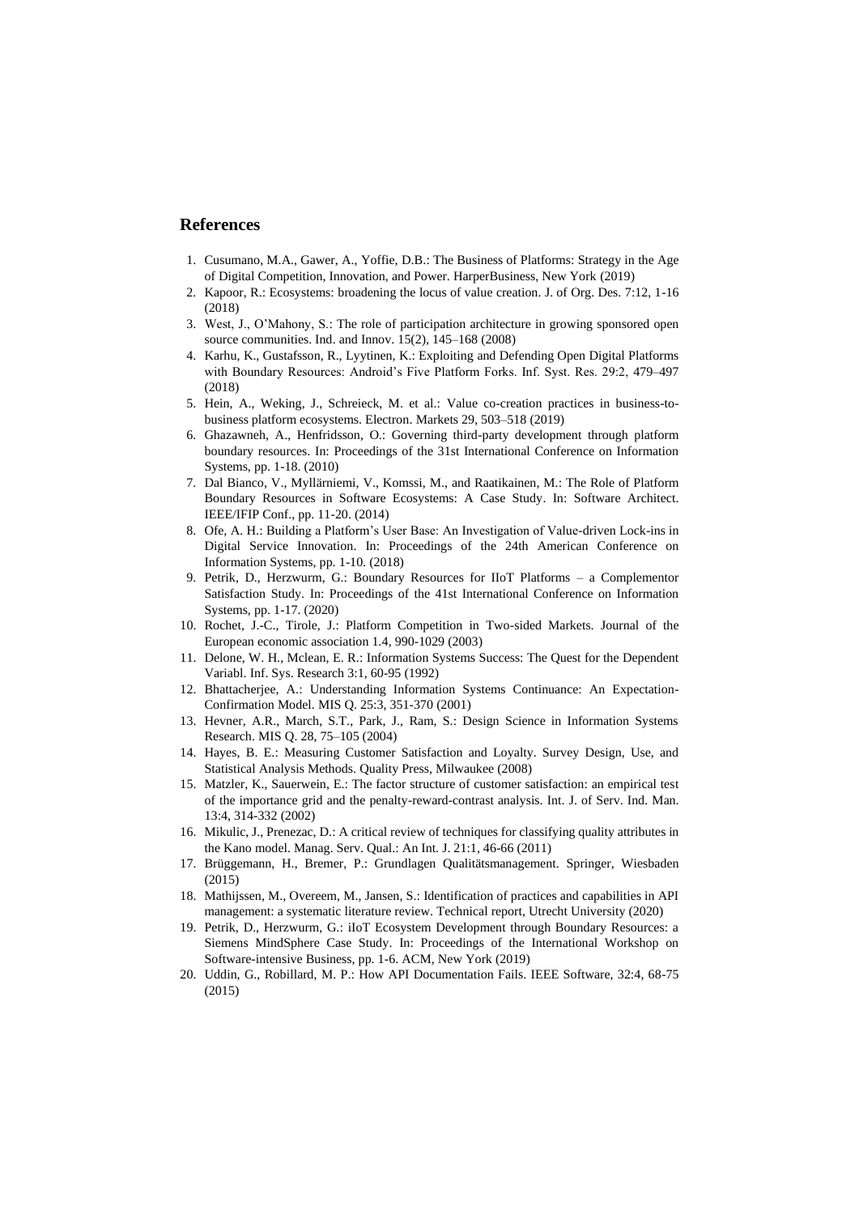## References

1. Cusumano, M.A., Gawer, A., Yoffie, D.B.: The Business of Platforms: Strategy in the Age of Digital Competition, Innovation, and Power. HarperBusiness, New York (2019)
2. Kapoor, R.: Ecosystems: broadening the locus of value creation. J. of Org. Des. 7:12, 1-16 (2018)
3. West, J., O'Mahony, S.: The role of participation architecture in growing sponsored open source communities. Ind. and Innov. 15(2), 145–168 (2008)
4. Karhu, K., Gustafsson, R., Lyytinen, K.: Exploiting and Defending Open Digital Platforms with Boundary Resources: Android's Five Platform Forks. Inf. Syst. Res. 29:2, 479–497 (2018)
5. Hein, A., Weking, J., Schreieck, M. et al.: Value co-creation practices in business-to-business platform ecosystems. Electron. Markets 29, 503–518 (2019)
6. Ghazawneh, A., Henfridsson, O.: Governing third-party development through platform boundary resources. In: Proceedings of the 31st International Conference on Information Systems, pp. 1-18. (2010)
7. Dal Bianco, V., Myllärniemi, V., Komssi, M., and Raatikainen, M.: The Role of Platform Boundary Resources in Software Ecosystems: A Case Study. In: Software Architect. IEEE/IFIP Conf., pp. 11-20. (2014)
8. Ofe, A. H.: Building a Platform's User Base: An Investigation of Value-driven Lock-ins in Digital Service Innovation. In: Proceedings of the 24th American Conference on Information Systems, pp. 1-10. (2018)
9. Petrik, D., Herzwurm, G.: Boundary Resources for IIoT Platforms – a Complementor Satisfaction Study. In: Proceedings of the 41st International Conference on Information Systems, pp. 1-17. (2020)
10. Rochet, J.-C., Tirole, J.: Platform Competition in Two-sided Markets. Journal of the European economic association 1.4, 990-1029 (2003)
11. Delone, W. H., Mclean, E. R.: Information Systems Success: The Quest for the Dependent Variabl. Inf. Sys. Research 3:1, 60-95 (1992)
12. Bhattacherjee, A.: Understanding Information Systems Continuance: An Expectation-Confirmation Model. MIS Q. 25:3, 351-370 (2001)
13. Hevner, A.R., March, S.T., Park, J., Ram, S.: Design Science in Information Systems Research. MIS Q. 28, 75–105 (2004)
14. Hayes, B. E.: Measuring Customer Satisfaction and Loyalty. Survey Design, Use, and Statistical Analysis Methods. Quality Press, Milwaukee (2008)
15. Matzler, K., Sauerwein, E.: The factor structure of customer satisfaction: an empirical test of the importance grid and the penalty-reward-contrast analysis. Int. J. of Serv. Ind. Man. 13:4, 314-332 (2002)
16. Mikulic, J., Prenezac, D.: A critical review of techniques for classifying quality attributes in the Kano model. Manag. Serv. Qual.: An Int. J. 21:1, 46-66 (2011)
17. Brüggemann, H., Bremer, P.: Grundlagen Qualitätsmanagement. Springer, Wiesbaden (2015)
18. Mathijssen, M., Overeem, M., Jansen, S.: Identification of practices and capabilities in API management: a systematic literature review. Technical report, Utrecht University (2020)
19. Petrik, D., Herzwurm, G.: iIoT Ecosystem Development through Boundary Resources: a Siemens MindSphere Case Study. In: Proceedings of the International Workshop on Software-intensive Business, pp. 1-6. ACM, New York (2019)
20. Uddin, G., Robillard, M. P.: How API Documentation Fails. IEEE Software, 32:4, 68-75 (2015)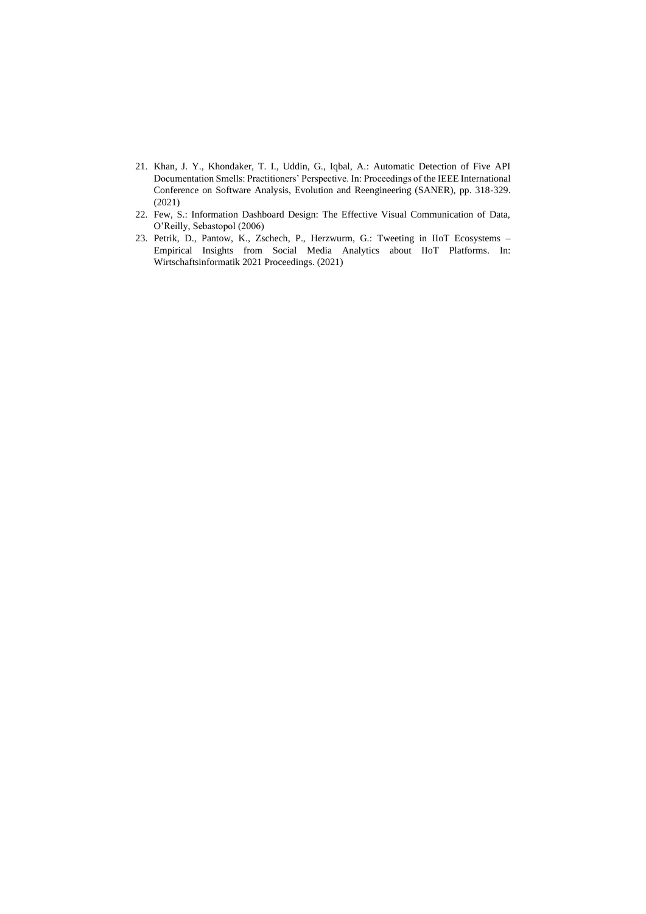21. Khan, J. Y., Khondaker, T. I., Uddin, G., Iqbal, A.: Automatic Detection of Five API Documentation Smells: Practitioners' Perspective. In: Proceedings of the IEEE International Conference on Software Analysis, Evolution and Reengineering (SANER), pp. 318-329. (2021)
22. Few, S.: Information Dashboard Design: The Effective Visual Communication of Data, O'Reilly, Sebastopol (2006)
23. Petrik, D., Pantow, K., Zschech, P., Herzwurm, G.: Tweeting in IIoT Ecosystems – Empirical Insights from Social Media Analytics about IIoT Platforms. In: Wirtschaftsinformatik 2021 Proceedings. (2021)